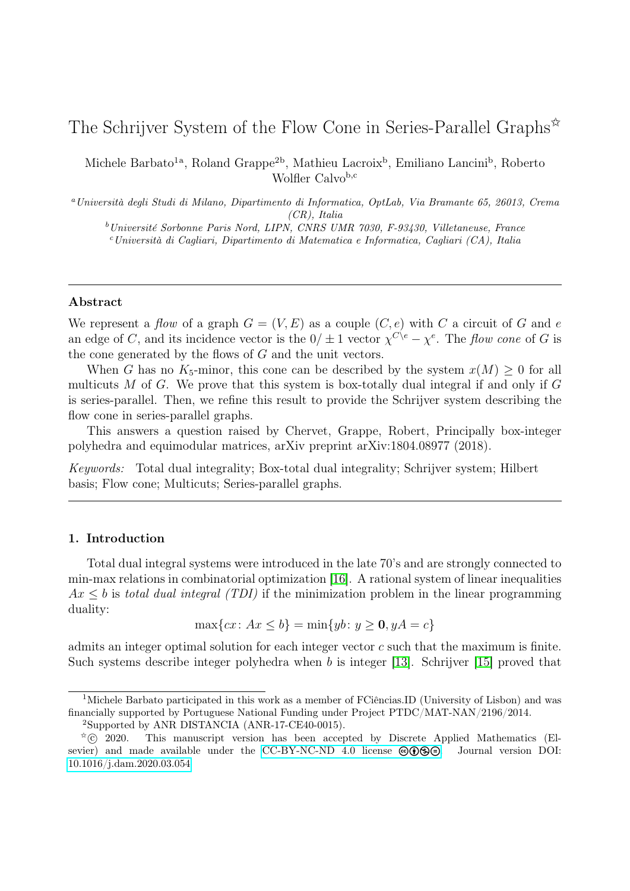# The Schrijver System of the Flow Cone in Series-Parallel Graphs[☆]

Michele Barbato[1a], Roland Grappe[2b], Mathieu Lacroix[b], Emiliano Lancini[b], Roberto Wolfler Calvo[b,c]

[a] *Università degli Studi di Milano, Dipartimento di Informatica, OptLab, Via Bramante 65, 26013, Crema (CR), Italia*

[b] *Université Sorbonne Paris Nord, LIPN, CNRS UMR 7030, F-93430, Villetaneuse, France*

[c] *Università di Cagliari, Dipartimento di Matematica e Informatica, Cagliari (CA), Italia*

---

## Abstract

We represent a *flow* of a graph $G = (V, E)$ as a couple $(C, e)$ with $C$ a circuit of $G$ and $e$ an edge of $C$, and its incidence vector is the $0/\pm 1$ vector $\chi^{C\setminus e} - \chi^e$. The *flow cone* of $G$ is the cone generated by the flows of $G$ and the unit vectors.

When $G$ has no $K_5$-minor, this cone can be described by the system $x(M) \geq 0$ for all multicuts $M$ of $G$. We prove that this system is box-totally dual integral if and only if $G$ is series-parallel. Then, we refine this result to provide the Schrijver system describing the flow cone in series-parallel graphs.

This answers a question raised by Chervet, Grappe, Robert, Principally box-integer polyhedra and equimodular matrices, arXiv preprint arXiv:1804.08977 (2018).

*Keywords:* Total dual integrality; Box-total dual integrality; Schrijver system; Hilbert basis; Flow cone; Multicuts; Series-parallel graphs.

---

## 1. Introduction

Total dual integral systems were introduced in the late 70's and are strongly connected to min-max relations in combinatorial optimization [16]. A rational system of linear inequalities $Ax \leq b$ is *total dual integral (TDI)* if the minimization problem in the linear programming duality:

$$\max\{cx \colon Ax \leq b\} = \min\{yb \colon y \geq \mathbf{0}, yA = c\}$$

admits an integer optimal solution for each integer vector $c$ such that the maximum is finite. Such systems describe integer polyhedra when $b$ is integer [13]. Schrijver [15] proved that

---

[1] Michele Barbato participated in this work as a member of FCiências.ID (University of Lisbon) and was financially supported by Portuguese National Funding under Project PTDC/MAT-NAN/2196/2014.

[2] Supported by ANR DISTANCIA (ANR-17-CE40-0015).

[☆] © 2020. This manuscript version has been accepted by Discrete Applied Mathematics (Elsevier) and made available under the CC-BY-NC-ND 4.0 license. Journal version DOI: 10.1016/j.dam.2020.03.054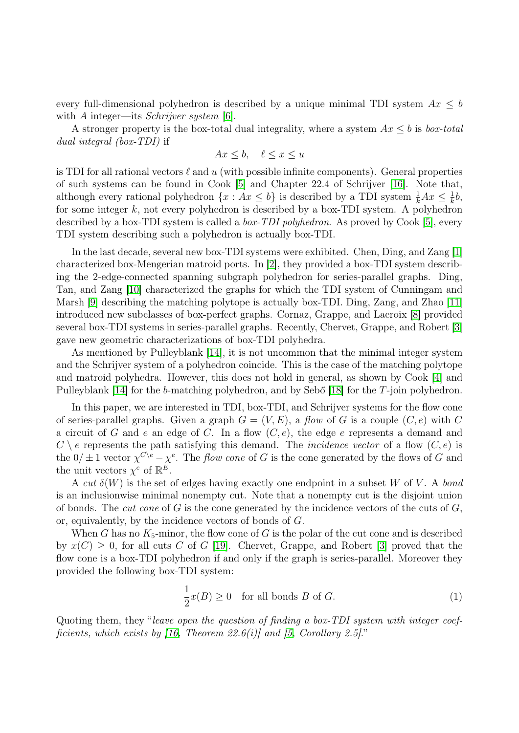every full-dimensional polyhedron is described by a unique minimal TDI system $Ax \leq b$ with $A$ integer—its *Schrijver system* [6].

A stronger property is the box-total dual integrality, where a system $Ax \leq b$ is *box-total dual integral (box-TDI)* if

$$Ax \leq b, \quad \ell \leq x \leq u$$

is TDI for all rational vectors $\ell$ and $u$ (with possible infinite components). General properties of such systems can be found in Cook [5] and Chapter 22.4 of Schrijver [16]. Note that, although every rational polyhedron $\{x : Ax \leq b\}$ is described by a TDI system $\frac{1}{k}Ax \leq \frac{1}{k}b$, for some integer $k$, not every polyhedron is described by a box-TDI system. A polyhedron described by a box-TDI system is called a *box-TDI polyhedron*. As proved by Cook [5], every TDI system describing such a polyhedron is actually box-TDI.

In the last decade, several new box-TDI systems were exhibited. Chen, Ding, and Zang [1] characterized box-Mengerian matroid ports. In [2], they provided a box-TDI system describing the 2-edge-connected spanning subgraph polyhedron for series-parallel graphs. Ding, Tan, and Zang [10] characterized the graphs for which the TDI system of Cunningam and Marsh [9] describing the matching polytope is actually box-TDI. Ding, Zang, and Zhao [11] introduced new subclasses of box-perfect graphs. Cornaz, Grappe, and Lacroix [8] provided several box-TDI systems in series-parallel graphs. Recently, Chervet, Grappe, and Robert [3] gave new geometric characterizations of box-TDI polyhedra.

As mentioned by Pulleyblank [14], it is not uncommon that the minimal integer system and the Schrijver system of a polyhedron coincide. This is the case of the matching polytope and matroid polyhedra. However, this does not hold in general, as shown by Cook [4] and Pulleyblank [14] for the $b$-matching polyhedron, and by Sebő [18] for the $T$-join polyhedron.

In this paper, we are interested in TDI, box-TDI, and Schrijver systems for the flow cone of series-parallel graphs. Given a graph $G = (V, E)$, a *flow* of $G$ is a couple $(C, e)$ with $C$ a circuit of $G$ and $e$ an edge of $C$. In a flow $(C, e)$, the edge $e$ represents a demand and $C \setminus e$ represents the path satisfying this demand. The *incidence vector* of a flow $(C, e)$ is the $0/\pm 1$ vector $\chi^{C \setminus e} - \chi^e$. The *flow cone* of $G$ is the cone generated by the flows of $G$ and the unit vectors $\chi^e$ of $\mathbb{R}^E$.

A *cut* $\delta(W)$ is the set of edges having exactly one endpoint in a subset $W$ of $V$. A *bond* is an inclusionwise minimal nonempty cut. Note that a nonempty cut is the disjoint union of bonds. The *cut cone* of $G$ is the cone generated by the incidence vectors of the cuts of $G$, or, equivalently, by the incidence vectors of bonds of $G$.

When $G$ has no $K_5$-minor, the flow cone of $G$ is the polar of the cut cone and is described by $x(C) \geq 0$, for all cuts $C$ of $G$ [19]. Chervet, Grappe, and Robert [3] proved that the flow cone is a box-TDI polyhedron if and only if the graph is series-parallel. Moreover they provided the following box-TDI system:

$$\frac{1}{2}x(B) \geq 0 \quad \text{for all bonds } B \text{ of } G. \tag{1}$$

Quoting them, they "*leave open the question of finding a box-TDI system with integer coefficients, which exists by [16, Theorem 22.6(i)] and [5, Corollary 2.5].*"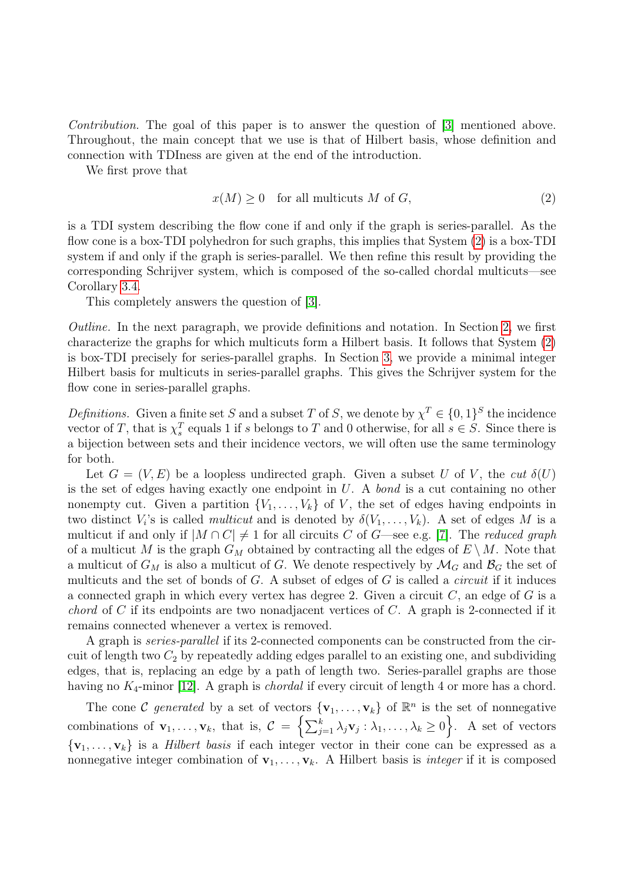*Contribution.* The goal of this paper is to answer the question of [3] mentioned above. Throughout, the main concept that we use is that of Hilbert basis, whose definition and connection with TDIness are given at the end of the introduction.

We first prove that

$$x(M) \geq 0 \quad \text{for all multicuts } M \text{ of } G, \tag{2}$$

is a TDI system describing the flow cone if and only if the graph is series-parallel. As the flow cone is a box-TDI polyhedron for such graphs, this implies that System (2) is a box-TDI system if and only if the graph is series-parallel. We then refine this result by providing the corresponding Schrijver system, which is composed of the so-called chordal multicuts—see Corollary 3.4.

This completely answers the question of [3].

*Outline.* In the next paragraph, we provide definitions and notation. In Section 2, we first characterize the graphs for which multicuts form a Hilbert basis. It follows that System (2) is box-TDI precisely for series-parallel graphs. In Section 3, we provide a minimal integer Hilbert basis for multicuts in series-parallel graphs. This gives the Schrijver system for the flow cone in series-parallel graphs.

*Definitions.* Given a finite set $S$ and a subset $T$ of $S$, we denote by $\chi^T \in \{0,1\}^S$ the incidence vector of $T$, that is $\chi^T_s$ equals 1 if $s$ belongs to $T$ and 0 otherwise, for all $s \in S$. Since there is a bijection between sets and their incidence vectors, we will often use the same terminology for both.

Let $G = (V, E)$ be a loopless undirected graph. Given a subset $U$ of $V$, the *cut* $\delta(U)$ is the set of edges having exactly one endpoint in $U$. A *bond* is a cut containing no other nonempty cut. Given a partition $\{V_1, \ldots, V_k\}$ of $V$, the set of edges having endpoints in two distinct $V_i$'s is called *multicut* and is denoted by $\delta(V_1, \ldots, V_k)$. A set of edges $M$ is a multicut if and only if $|M \cap C| \neq 1$ for all circuits $C$ of $G$—see e.g. [7]. The *reduced graph* of a multicut $M$ is the graph $G_M$ obtained by contracting all the edges of $E \setminus M$. Note that a multicut of $G_M$ is also a multicut of $G$. We denote respectively by $\mathcal{M}_G$ and $\mathcal{B}_G$ the set of multicuts and the set of bonds of $G$. A subset of edges of $G$ is called a *circuit* if it induces a connected graph in which every vertex has degree 2. Given a circuit $C$, an edge of $G$ is a *chord* of $C$ if its endpoints are two nonadjacent vertices of $C$. A graph is 2-connected if it remains connected whenever a vertex is removed.

A graph is *series-parallel* if its 2-connected components can be constructed from the circuit of length two $C_2$ by repeatedly adding edges parallel to an existing one, and subdividing edges, that is, replacing an edge by a path of length two. Series-parallel graphs are those having no $K_4$-minor [12]. A graph is *chordal* if every circuit of length 4 or more has a chord.

The cone $\mathcal{C}$ *generated* by a set of vectors $\{\mathbf{v}_1, \ldots, \mathbf{v}_k\}$ of $\mathbb{R}^n$ is the set of nonnegative combinations of $\mathbf{v}_1, \ldots, \mathbf{v}_k$, that is, $\mathcal{C} = \left\{\sum_{j=1}^k \lambda_j \mathbf{v}_j : \lambda_1, \ldots, \lambda_k \geq 0\right\}$. A set of vectors $\{\mathbf{v}_1, \ldots, \mathbf{v}_k\}$ is a *Hilbert basis* if each integer vector in their cone can be expressed as a nonnegative integer combination of $\mathbf{v}_1, \ldots, \mathbf{v}_k$. A Hilbert basis is *integer* if it is composed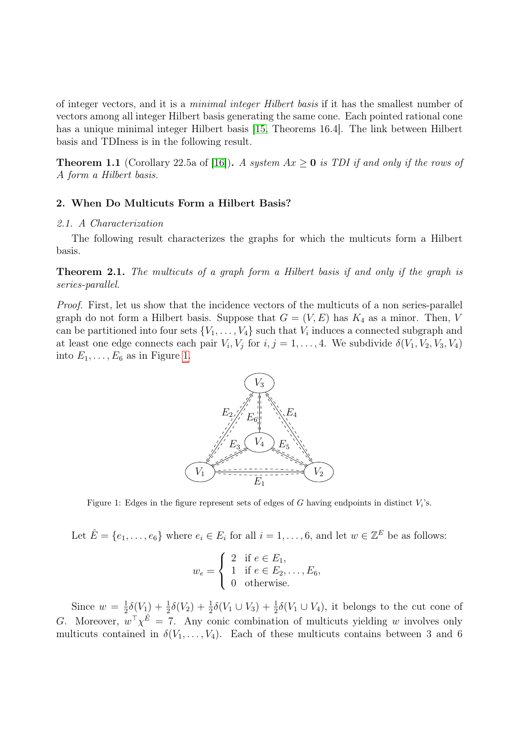of integer vectors, and it is a *minimal integer Hilbert basis* if it has the smallest number of vectors among all integer Hilbert basis generating the same cone. Each pointed rational cone has a unique minimal integer Hilbert basis [15, Theorems 16.4]. The link between Hilbert basis and TDIness is in the following result.

**Theorem 1.1** (Corollary 22.5a of [16]). *A system $Ax \geq \mathbf{0}$ is TDI if and only if the rows of $A$ form a Hilbert basis.*

## 2. When Do Multicuts Form a Hilbert Basis?

### 2.1. A Characterization

The following result characterizes the graphs for which the multicuts form a Hilbert basis.

**Theorem 2.1.** *The multicuts of a graph form a Hilbert basis if and only if the graph is series-parallel.*

*Proof.* First, let us show that the incidence vectors of the multicuts of a non series-parallel graph do not form a Hilbert basis. Suppose that $G = (V, E)$ has $K_4$ as a minor. Then, $V$ can be partitioned into four sets $\{V_1, \ldots, V_4\}$ such that $V_i$ induces a connected subgraph and at least one edge connects each pair $V_i, V_j$ for $i, j = 1, \ldots, 4$. We subdivide $\delta(V_1, V_2, V_3, V_4)$ into $E_1, \ldots, E_6$ as in Figure 1.

Figure 1: Edges in the figure represent sets of edges of $G$ having endpoints in distinct $V_i$'s.

Let $\hat{E} = \{e_1, \ldots, e_6\}$ where $e_i \in E_i$ for all $i = 1, \ldots, 6$, and let $w \in \mathbb{Z}^E$ be as follows:

$$w_e = \begin{cases} 2 & \text{if } e \in E_1, \\ 1 & \text{if } e \in E_2, \ldots, E_6, \\ 0 & \text{otherwise.} \end{cases}$$

Since $w = \frac{1}{2}\delta(V_1) + \frac{1}{2}\delta(V_2) + \frac{1}{2}\delta(V_1 \cup V_3) + \frac{1}{2}\delta(V_1 \cup V_4)$, it belongs to the cut cone of $G$. Moreover, $w^\top \chi^{\hat{E}} = 7$. Any conic combination of multicuts yielding $w$ involves only multicuts contained in $\delta(V_1, \ldots, V_4)$. Each of these multicuts contains between 3 and 6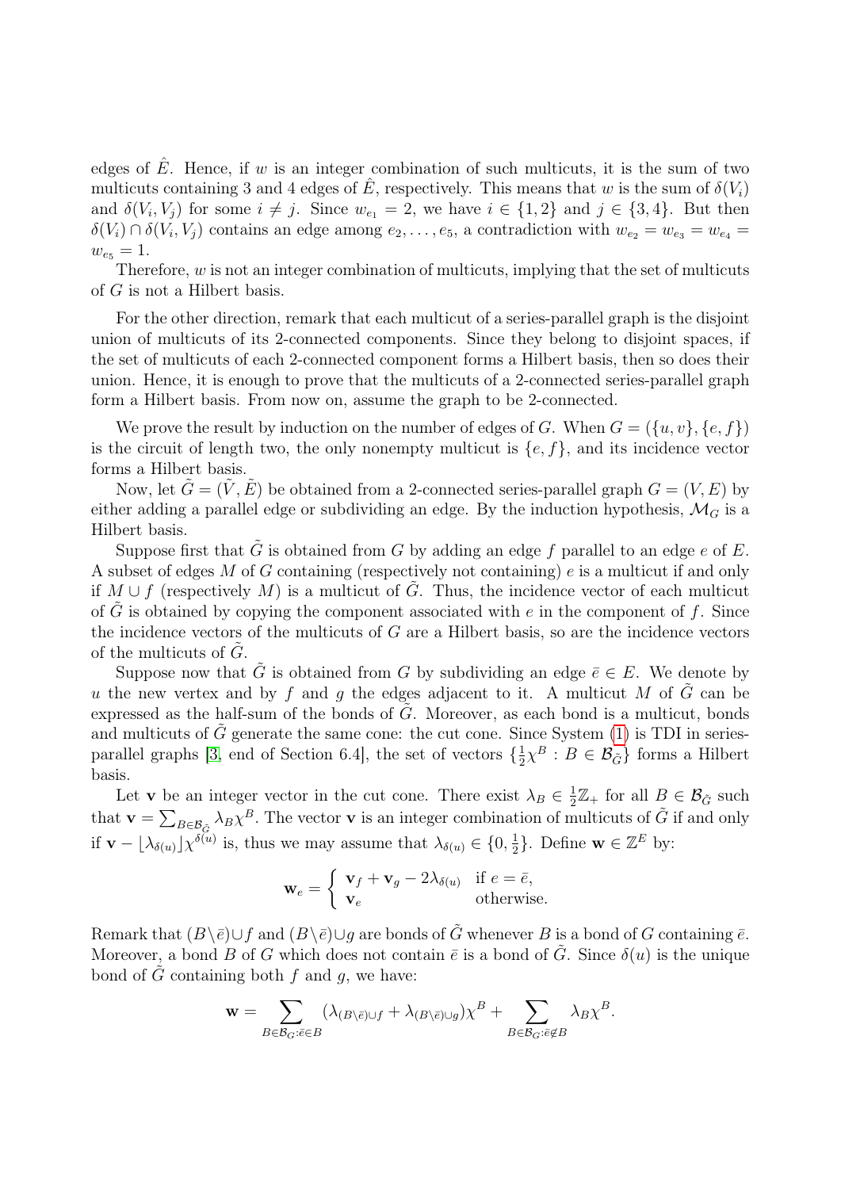edges of $\hat{E}$. Hence, if $w$ is an integer combination of such multicuts, it is the sum of two multicuts containing 3 and 4 edges of $\hat{E}$, respectively. This means that $w$ is the sum of $\delta(V_i)$ and $\delta(V_i, V_j)$ for some $i \neq j$. Since $w_{e_1} = 2$, we have $i \in \{1, 2\}$ and $j \in \{3, 4\}$. But then $\delta(V_i) \cap \delta(V_i, V_j)$ contains an edge among $e_2, \ldots, e_5$, a contradiction with $w_{e_2} = w_{e_3} = w_{e_4} = w_{e_5} = 1$.

Therefore, $w$ is not an integer combination of multicuts, implying that the set of multicuts of $G$ is not a Hilbert basis.

For the other direction, remark that each multicut of a series-parallel graph is the disjoint union of multicuts of its 2-connected components. Since they belong to disjoint spaces, if the set of multicuts of each 2-connected component forms a Hilbert basis, then so does their union. Hence, it is enough to prove that the multicuts of a 2-connected series-parallel graph form a Hilbert basis. From now on, assume the graph to be 2-connected.

We prove the result by induction on the number of edges of $G$. When $G = (\{u, v\}, \{e, f\})$ is the circuit of length two, the only nonempty multicut is $\{e, f\}$, and its incidence vector forms a Hilbert basis.

Now, let $\tilde{G} = (\tilde{V}, \tilde{E})$ be obtained from a 2-connected series-parallel graph $G = (V, E)$ by either adding a parallel edge or subdividing an edge. By the induction hypothesis, $\mathcal{M}_G$ is a Hilbert basis.

Suppose first that $\tilde{G}$ is obtained from $G$ by adding an edge $f$ parallel to an edge $e$ of $E$. A subset of edges $M$ of $G$ containing (respectively not containing) $e$ is a multicut if and only if $M \cup f$ (respectively $M$) is a multicut of $\tilde{G}$. Thus, the incidence vector of each multicut of $\tilde{G}$ is obtained by copying the component associated with $e$ in the component of $f$. Since the incidence vectors of the multicuts of $G$ are a Hilbert basis, so are the incidence vectors of the multicuts of $\tilde{G}$.

Suppose now that $\tilde{G}$ is obtained from $G$ by subdividing an edge $\bar{e} \in E$. We denote by $u$ the new vertex and by $f$ and $g$ the edges adjacent to it. A multicut $M$ of $\tilde{G}$ can be expressed as the half-sum of the bonds of $\tilde{G}$. Moreover, as each bond is a multicut, bonds and multicuts of $\tilde{G}$ generate the same cone: the cut cone. Since System (1) is TDI in series-parallel graphs [3, end of Section 6.4], the set of vectors $\{\frac{1}{2}\chi^B : B \in \mathcal{B}_{\tilde{G}}\}$ forms a Hilbert basis.

Let $\mathbf{v}$ be an integer vector in the cut cone. There exist $\lambda_B \in \frac{1}{2}\mathbb{Z}_+$ for all $B \in \mathcal{B}_{\tilde{G}}$ such that $\mathbf{v} = \sum_{B \in \mathcal{B}_{\tilde{G}}} \lambda_B \chi^B$. The vector $\mathbf{v}$ is an integer combination of multicuts of $\tilde{G}$ if and only if $\mathbf{v} - \lfloor \lambda_{\delta(u)} \rfloor \chi^{\delta(u)}$ is, thus we may assume that $\lambda_{\delta(u)} \in \{0, \frac{1}{2}\}$. Define $\mathbf{w} \in \mathbb{Z}^E$ by:

$$\mathbf{w}_e = \begin{cases} \mathbf{v}_f + \mathbf{v}_g - 2\lambda_{\delta(u)} & \text{if } e = \bar{e}, \\ \mathbf{v}_e & \text{otherwise.} \end{cases}$$

Remark that $(B \setminus \bar{e}) \cup f$ and $(B \setminus \bar{e}) \cup g$ are bonds of $\tilde{G}$ whenever $B$ is a bond of $G$ containing $\bar{e}$. Moreover, a bond $B$ of $G$ which does not contain $\bar{e}$ is a bond of $\tilde{G}$. Since $\delta(u)$ is the unique bond of $\tilde{G}$ containing both $f$ and $g$, we have:

$$\mathbf{w} = \sum_{B \in \mathcal{B}_G : \bar{e} \in B} (\lambda_{(B \setminus \bar{e}) \cup f} + \lambda_{(B \setminus \bar{e}) \cup g}) \chi^B + \sum_{B \in \mathcal{B}_G : \bar{e} \notin B} \lambda_B \chi^B.$$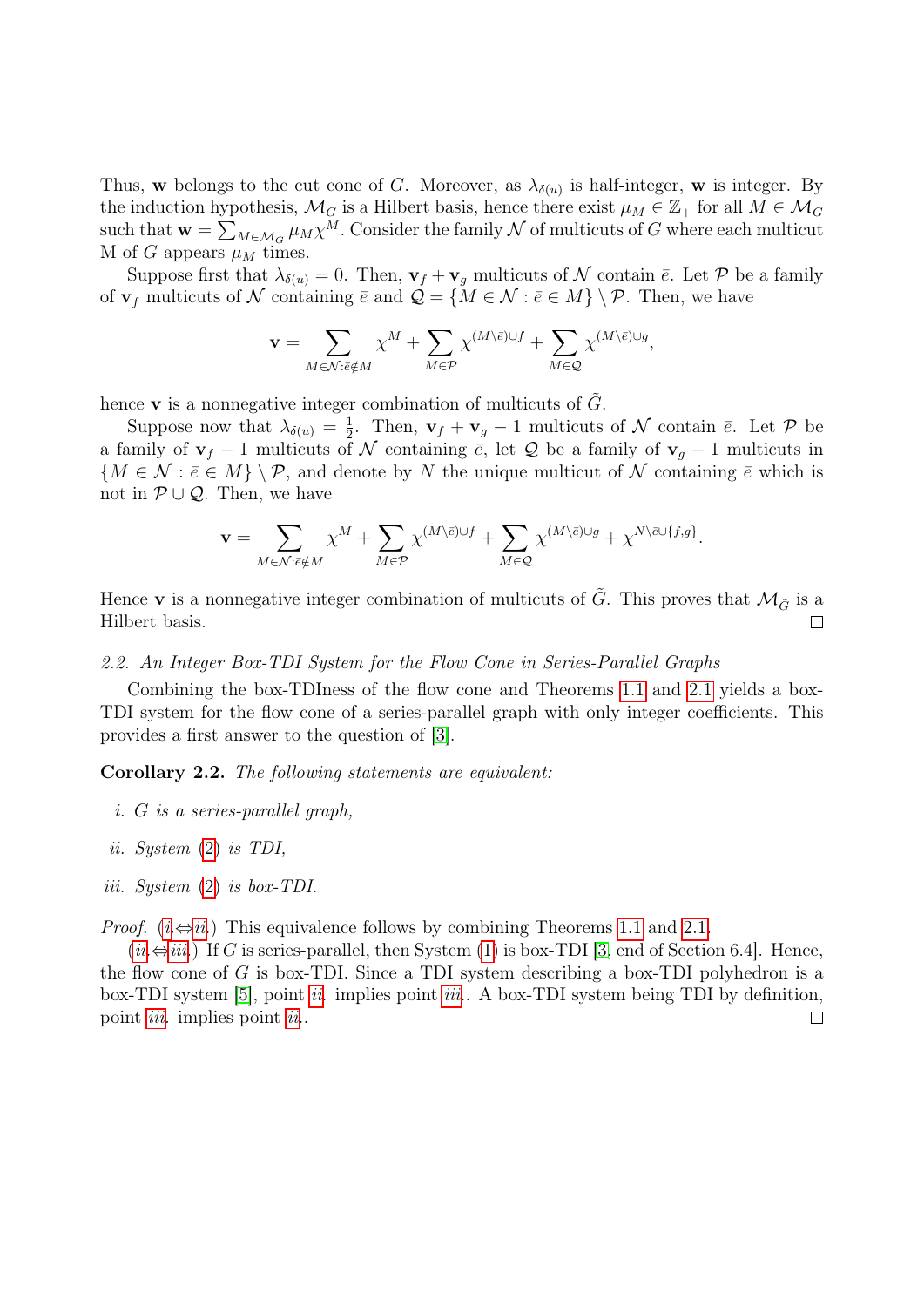Thus, $\mathbf{w}$ belongs to the cut cone of $G$. Moreover, as $\lambda_{\delta(u)}$ is half-integer, $\mathbf{w}$ is integer. By the induction hypothesis, $\mathcal{M}_G$ is a Hilbert basis, hence there exist $\mu_M \in \mathbb{Z}_+$ for all $M \in \mathcal{M}_G$ such that $\mathbf{w} = \sum_{M \in \mathcal{M}_G} \mu_M \chi^M$. Consider the family $\mathcal{N}$ of multicuts of $G$ where each multicut M of $G$ appears $\mu_M$ times.

Suppose first that $\lambda_{\delta(u)} = 0$. Then, $\mathbf{v}_f + \mathbf{v}_g$ multicuts of $\mathcal{N}$ contain $\bar{e}$. Let $\mathcal{P}$ be a family of $\mathbf{v}_f$ multicuts of $\mathcal{N}$ containing $\bar{e}$ and $\mathcal{Q} = \{M \in \mathcal{N} : \bar{e} \in M\} \setminus \mathcal{P}$. Then, we have

$$\mathbf{v} = \sum_{M \in \mathcal{N} : \bar{e} \notin M} \chi^M + \sum_{M \in \mathcal{P}} \chi^{(M \setminus \bar{e}) \cup f} + \sum_{M \in \mathcal{Q}} \chi^{(M \setminus \bar{e}) \cup g},$$

hence $\mathbf{v}$ is a nonnegative integer combination of multicuts of $\tilde{G}$.

Suppose now that $\lambda_{\delta(u)} = \frac{1}{2}$. Then, $\mathbf{v}_f + \mathbf{v}_g - 1$ multicuts of $\mathcal{N}$ contain $\bar{e}$. Let $\mathcal{P}$ be a family of $\mathbf{v}_f - 1$ multicuts of $\mathcal{N}$ containing $\bar{e}$, let $\mathcal{Q}$ be a family of $\mathbf{v}_g - 1$ multicuts in $\{M \in \mathcal{N} : \bar{e} \in M\} \setminus \mathcal{P}$, and denote by $N$ the unique multicut of $\mathcal{N}$ containing $\bar{e}$ which is not in $\mathcal{P} \cup \mathcal{Q}$. Then, we have

$$\mathbf{v} = \sum_{M \in \mathcal{N} : \bar{e} \notin M} \chi^M + \sum_{M \in \mathcal{P}} \chi^{(M \setminus \bar{e}) \cup f} + \sum_{M \in \mathcal{Q}} \chi^{(M \setminus \bar{e}) \cup g} + \chi^{N \setminus \bar{e} \cup \{f,g\}}.$$

Hence $\mathbf{v}$ is a nonnegative integer combination of multicuts of $\tilde{G}$. This proves that $\mathcal{M}_{\tilde{G}}$ is a Hilbert basis. □

### *2.2. An Integer Box-TDI System for the Flow Cone in Series-Parallel Graphs*

Combining the box-TDIness of the flow cone and Theorems 1.1 and 2.1 yields a box-TDI system for the flow cone of a series-parallel graph with only integer coefficients. This provides a first answer to the question of [3].

**Corollary 2.2.** *The following statements are equivalent:*

*i. $G$ is a series-parallel graph,*

*ii. System (2) is TDI,*

*iii. System (2) is box-TDI.*

*Proof.* (i.⇔ii.) This equivalence follows by combining Theorems 1.1 and 2.1.

(ii.⇔iii.) If $G$ is series-parallel, then System (1) is box-TDI [3, end of Section 6.4]. Hence, the flow cone of $G$ is box-TDI. Since a TDI system describing a box-TDI polyhedron is a box-TDI system [5], point ii. implies point iii.. A box-TDI system being TDI by definition, point iii. implies point ii.. □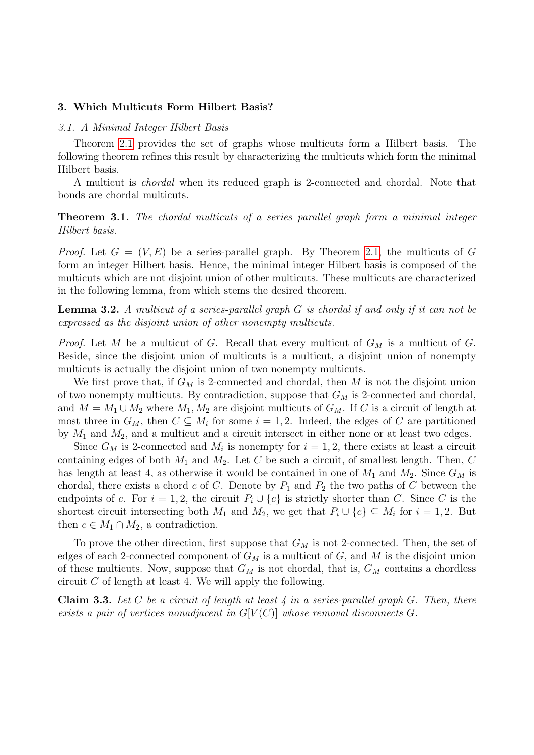## 3. Which Multicuts Form Hilbert Basis?

### 3.1. A Minimal Integer Hilbert Basis

Theorem 2.1 provides the set of graphs whose multicuts form a Hilbert basis. The following theorem refines this result by characterizing the multicuts which form the minimal Hilbert basis.

A multicut is *chordal* when its reduced graph is 2-connected and chordal. Note that bonds are chordal multicuts.

**Theorem 3.1.** *The chordal multicuts of a series parallel graph form a minimal integer Hilbert basis.*

*Proof.* Let $G = (V, E)$ be a series-parallel graph. By Theorem 2.1, the multicuts of $G$ form an integer Hilbert basis. Hence, the minimal integer Hilbert basis is composed of the multicuts which are not disjoint union of other multicuts. These multicuts are characterized in the following lemma, from which stems the desired theorem.

**Lemma 3.2.** *A multicut of a series-parallel graph $G$ is chordal if and only if it can not be expressed as the disjoint union of other nonempty multicuts.*

*Proof.* Let $M$ be a multicut of $G$. Recall that every multicut of $G_M$ is a multicut of $G$. Beside, since the disjoint union of multicuts is a multicut, a disjoint union of nonempty multicuts is actually the disjoint union of two nonempty multicuts.

We first prove that, if $G_M$ is 2-connected and chordal, then $M$ is not the disjoint union of two nonempty multicuts. By contradiction, suppose that $G_M$ is 2-connected and chordal, and $M = M_1 \cup M_2$ where $M_1, M_2$ are disjoint multicuts of $G_M$. If $C$ is a circuit of length at most three in $G_M$, then $C \subseteq M_i$ for some $i = 1, 2$. Indeed, the edges of $C$ are partitioned by $M_1$ and $M_2$, and a multicut and a circuit intersect in either none or at least two edges.

Since $G_M$ is 2-connected and $M_i$ is nonempty for $i = 1, 2$, there exists at least a circuit containing edges of both $M_1$ and $M_2$. Let $C$ be such a circuit, of smallest length. Then, $C$ has length at least 4, as otherwise it would be contained in one of $M_1$ and $M_2$. Since $G_M$ is chordal, there exists a chord $c$ of $C$. Denote by $P_1$ and $P_2$ the two paths of $C$ between the endpoints of $c$. For $i = 1, 2$, the circuit $P_i \cup \{c\}$ is strictly shorter than $C$. Since $C$ is the shortest circuit intersecting both $M_1$ and $M_2$, we get that $P_i \cup \{c\} \subseteq M_i$ for $i = 1, 2$. But then $c \in M_1 \cap M_2$, a contradiction.

To prove the other direction, first suppose that $G_M$ is not 2-connected. Then, the set of edges of each 2-connected component of $G_M$ is a multicut of $G$, and $M$ is the disjoint union of these multicuts. Now, suppose that $G_M$ is not chordal, that is, $G_M$ contains a chordless circuit $C$ of length at least 4. We will apply the following.

**Claim 3.3.** *Let $C$ be a circuit of length at least 4 in a series-parallel graph $G$. Then, there exists a pair of vertices nonadjacent in $G[V(C)]$ whose removal disconnects $G$.*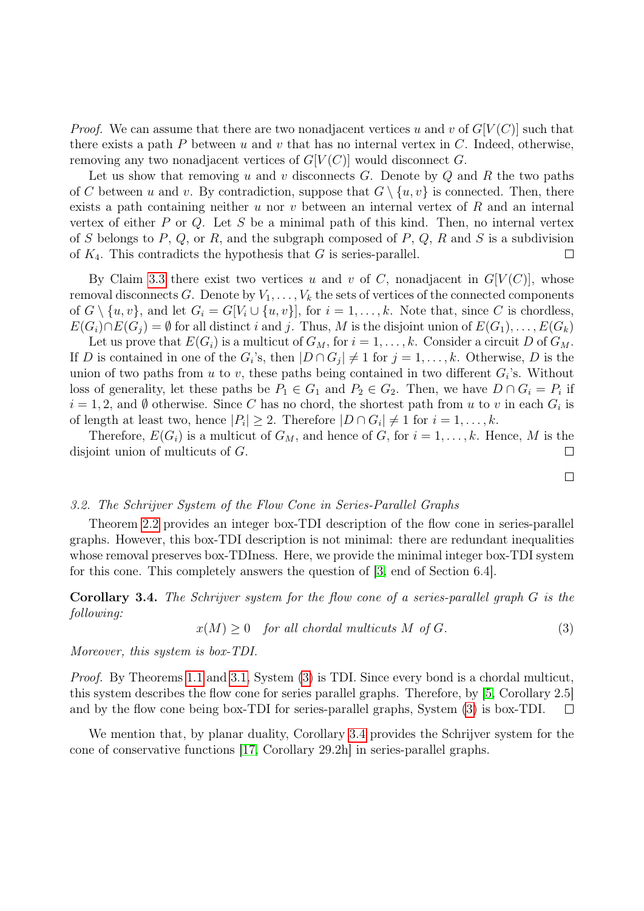*Proof.* We can assume that there are two nonadjacent vertices $u$ and $v$ of $G[V(C)]$ such that there exists a path $P$ between $u$ and $v$ that has no internal vertex in $C$. Indeed, otherwise, removing any two nonadjacent vertices of $G[V(C)]$ would disconnect $G$.

Let us show that removing $u$ and $v$ disconnects $G$. Denote by $Q$ and $R$ the two paths of $C$ between $u$ and $v$. By contradiction, suppose that $G \setminus \{u, v\}$ is connected. Then, there exists a path containing neither $u$ nor $v$ between an internal vertex of $R$ and an internal vertex of either $P$ or $Q$. Let $S$ be a minimal path of this kind. Then, no internal vertex of $S$ belongs to $P$, $Q$, or $R$, and the subgraph composed of $P$, $Q$, $R$ and $S$ is a subdivision of $K_4$. This contradicts the hypothesis that $G$ is series-parallel. □

By Claim 3.3 there exist two vertices $u$ and $v$ of $C$, nonadjacent in $G[V(C)]$, whose removal disconnects $G$. Denote by $V_1, \dots, V_k$ the sets of vertices of the connected components of $G \setminus \{u, v\}$, and let $G_i = G[V_i \cup \{u, v\}]$, for $i = 1, \dots, k$. Note that, since $C$ is chordless, $E(G_i) \cap E(G_j) = \emptyset$ for all distinct $i$ and $j$. Thus, $M$ is the disjoint union of $E(G_1), \dots, E(G_k)$

Let us prove that $E(G_i)$ is a multicut of $G_M$, for $i = 1, \dots, k$. Consider a circuit $D$ of $G_M$. If $D$ is contained in one of the $G_i$'s, then $|D \cap G_j| \neq 1$ for $j = 1, \dots, k$. Otherwise, $D$ is the union of two paths from $u$ to $v$, these paths being contained in two different $G_i$'s. Without loss of generality, let these paths be $P_1 \in G_1$ and $P_2 \in G_2$. Then, we have $D \cap G_i = P_i$ if $i = 1, 2$, and $\emptyset$ otherwise. Since $C$ has no chord, the shortest path from $u$ to $v$ in each $G_i$ is of length at least two, hence $|P_i| \geq 2$. Therefore $|D \cap G_i| \neq 1$ for $i = 1, \dots, k$.

Therefore, $E(G_i)$ is a multicut of $G_M$, and hence of $G$, for $i = 1, \dots, k$. Hence, $M$ is the disjoint union of multicuts of $G$. □

□

### 3.2. The Schrijver System of the Flow Cone in Series-Parallel Graphs

Theorem 2.2 provides an integer box-TDI description of the flow cone in series-parallel graphs. However, this box-TDI description is not minimal: there are redundant inequalities whose removal preserves box-TDIness. Here, we provide the minimal integer box-TDI system for this cone. This completely answers the question of [3, end of Section 6.4].

**Corollary 3.4.** *The Schrijver system for the flow cone of a series-parallel graph $G$ is the following:*

$$x(M) \geq 0 \quad \text{for all chordal multicuts } M \text{ of } G. \tag{3}$$

*Moreover, this system is box-TDI.*

*Proof.* By Theorems 1.1 and 3.1, System (3) is TDI. Since every bond is a chordal multicut, this system describes the flow cone for series parallel graphs. Therefore, by [5, Corollary 2.5] and by the flow cone being box-TDI for series-parallel graphs, System (3) is box-TDI. □

We mention that, by planar duality, Corollary 3.4 provides the Schrijver system for the cone of conservative functions [17, Corollary 29.2h] in series-parallel graphs.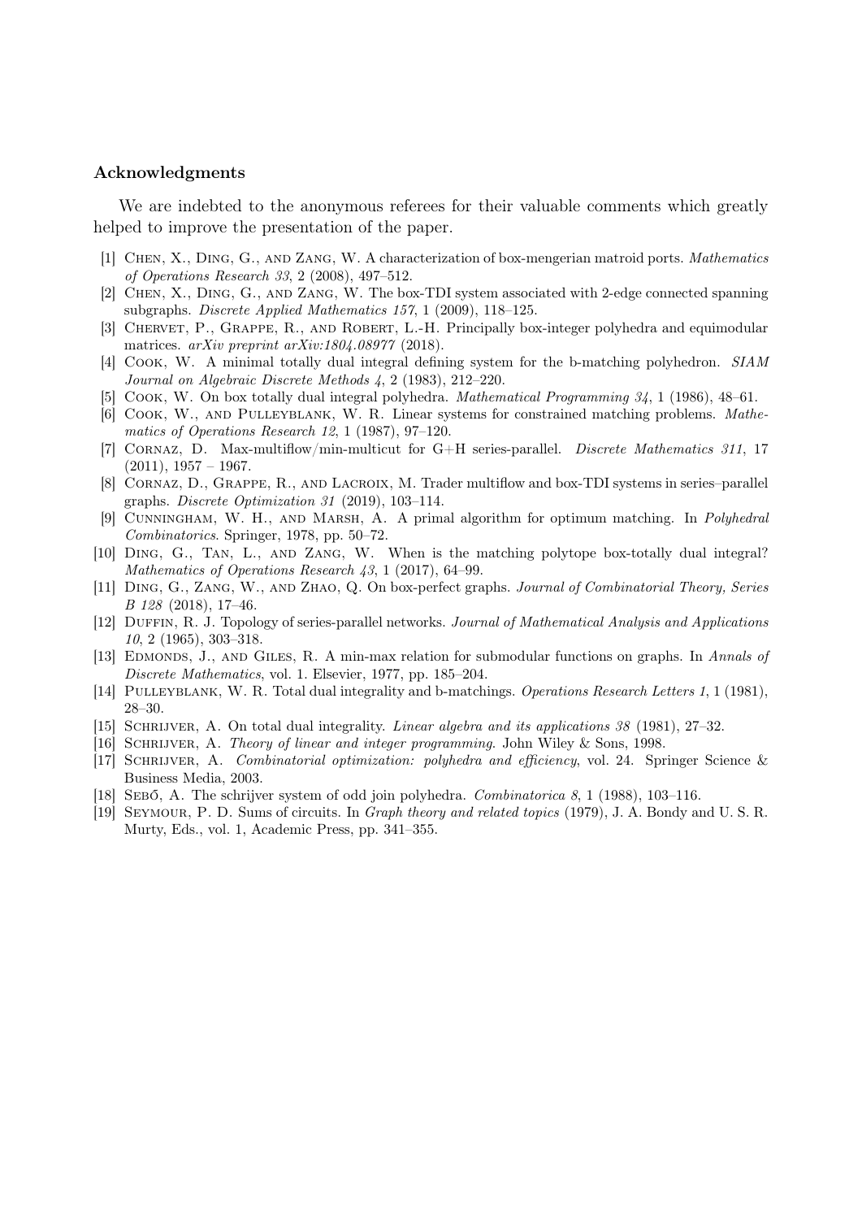## Acknowledgments

We are indebted to the anonymous referees for their valuable comments which greatly helped to improve the presentation of the paper.

[1] Chen, X., Ding, G., and Zang, W. A characterization of box-mengerian matroid ports. *Mathematics of Operations Research 33*, 2 (2008), 497–512.

[2] Chen, X., Ding, G., and Zang, W. The box-TDI system associated with 2-edge connected spanning subgraphs. *Discrete Applied Mathematics 157*, 1 (2009), 118–125.

[3] Chervet, P., Grappe, R., and Robert, L.-H. Principally box-integer polyhedra and equimodular matrices. *arXiv preprint arXiv:1804.08977* (2018).

[4] Cook, W. A minimal totally dual integral defining system for the b-matching polyhedron. *SIAM Journal on Algebraic Discrete Methods 4*, 2 (1983), 212–220.

[5] Cook, W. On box totally dual integral polyhedra. *Mathematical Programming 34*, 1 (1986), 48–61.

[6] Cook, W., and Pulleyblank, W. R. Linear systems for constrained matching problems. *Mathematics of Operations Research 12*, 1 (1987), 97–120.

[7] Cornaz, D. Max-multiflow/min-multicut for G+H series-parallel. *Discrete Mathematics 311*, 17 (2011), 1957 – 1967.

[8] Cornaz, D., Grappe, R., and Lacroix, M. Trader multiflow and box-TDI systems in series–parallel graphs. *Discrete Optimization 31* (2019), 103–114.

[9] Cunningham, W. H., and Marsh, A. A primal algorithm for optimum matching. In *Polyhedral Combinatorics*. Springer, 1978, pp. 50–72.

[10] Ding, G., Tan, L., and Zang, W. When is the matching polytope box-totally dual integral? *Mathematics of Operations Research 43*, 1 (2017), 64–99.

[11] Ding, G., Zang, W., and Zhao, Q. On box-perfect graphs. *Journal of Combinatorial Theory, Series B 128* (2018), 17–46.

[12] Duffin, R. J. Topology of series-parallel networks. *Journal of Mathematical Analysis and Applications 10*, 2 (1965), 303–318.

[13] Edmonds, J., and Giles, R. A min-max relation for submodular functions on graphs. In *Annals of Discrete Mathematics*, vol. 1. Elsevier, 1977, pp. 185–204.

[14] Pulleyblank, W. R. Total dual integrality and b-matchings. *Operations Research Letters 1*, 1 (1981), 28–30.

[15] Schrijver, A. On total dual integrality. *Linear algebra and its applications 38* (1981), 27–32.

[16] Schrijver, A. *Theory of linear and integer programming*. John Wiley & Sons, 1998.

[17] Schrijver, A. *Combinatorial optimization: polyhedra and efficiency*, vol. 24. Springer Science & Business Media, 2003.

[18] Sebő, A. The schrijver system of odd join polyhedra. *Combinatorica 8*, 1 (1988), 103–116.

[19] Seymour, P. D. Sums of circuits. In *Graph theory and related topics* (1979), J. A. Bondy and U. S. R. Murty, Eds., vol. 1, Academic Press, pp. 341–355.